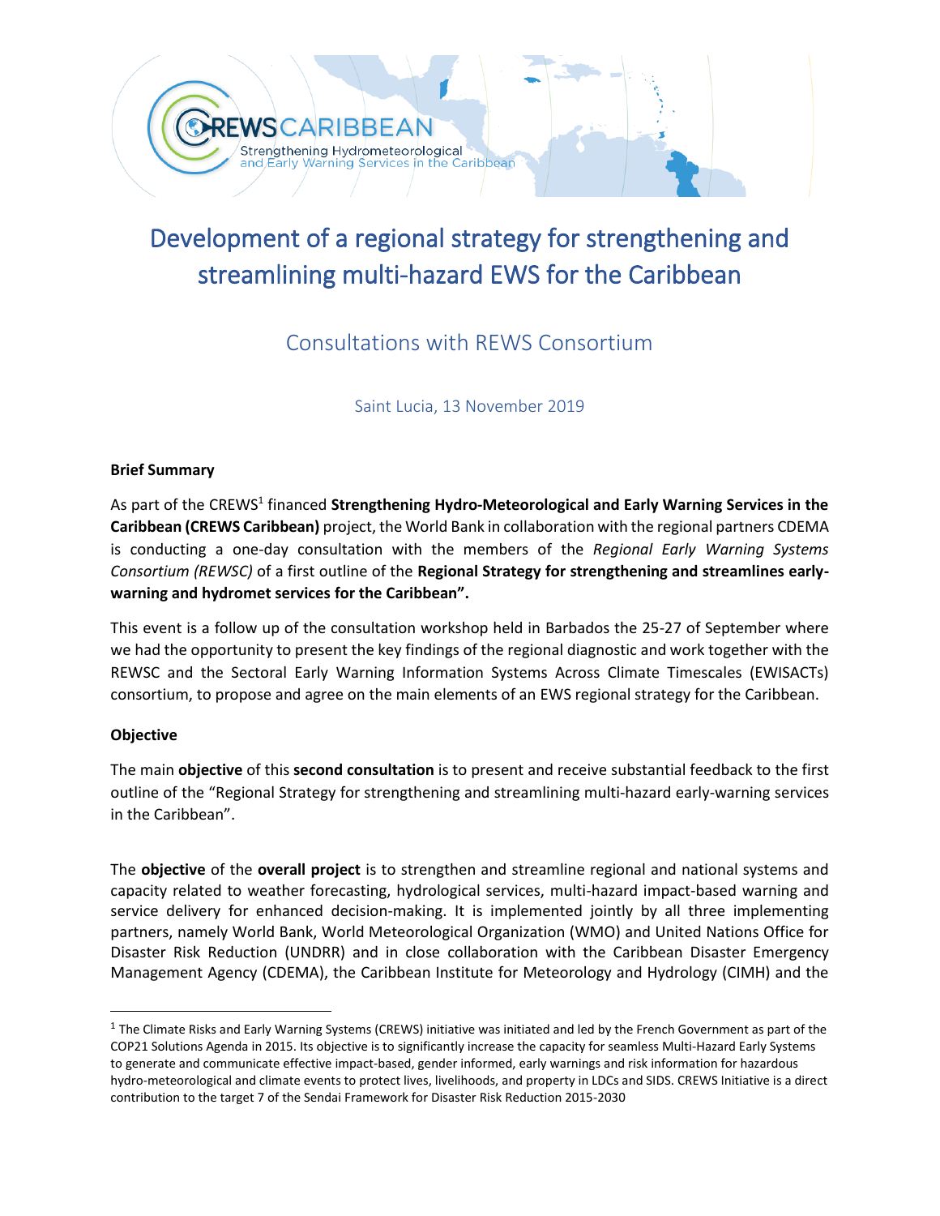# Development of a regional strategy for strengthening and streamlining multi-hazard EWS for the Caribbean

## Consultations with REWS Consortium

Saint Lucia, 13 November 2019

**Brief Summary**

As part of the CREWS[1] financed **Strengthening Hydro-Meteorological and Early Warning Services in the Caribbean (CREWS Caribbean)** project, the World Bank in collaboration with the regional partners CDEMA is conducting a one-day consultation with the members of the *Regional Early Warning Systems Consortium (REWSC)* of a first outline of the **Regional Strategy for strengthening and streamlines early-warning and hydromet services for the Caribbean".**

This event is a follow up of the consultation workshop held in Barbados the 25-27 of September where we had the opportunity to present the key findings of the regional diagnostic and work together with the REWSC and the Sectoral Early Warning Information Systems Across Climate Timescales (EWISACTs) consortium, to propose and agree on the main elements of an EWS regional strategy for the Caribbean.

**Objective**

The main **objective** of this **second consultation** is to present and receive substantial feedback to the first outline of the "Regional Strategy for strengthening and streamlining multi-hazard early-warning services in the Caribbean".

The **objective** of the **overall project** is to strengthen and streamline regional and national systems and capacity related to weather forecasting, hydrological services, multi-hazard impact-based warning and service delivery for enhanced decision-making. It is implemented jointly by all three implementing partners, namely World Bank, World Meteorological Organization (WMO) and United Nations Office for Disaster Risk Reduction (UNDRR) and in close collaboration with the Caribbean Disaster Emergency Management Agency (CDEMA), the Caribbean Institute for Meteorology and Hydrology (CIMH) and the

[1] The Climate Risks and Early Warning Systems (CREWS) initiative was initiated and led by the French Government as part of the COP21 Solutions Agenda in 2015. Its objective is to significantly increase the capacity for seamless Multi-Hazard Early Systems to generate and communicate effective impact-based, gender informed, early warnings and risk information for hazardous hydro-meteorological and climate events to protect lives, livelihoods, and property in LDCs and SIDS. CREWS Initiative is a direct contribution to the target 7 of the Sendai Framework for Disaster Risk Reduction 2015-2030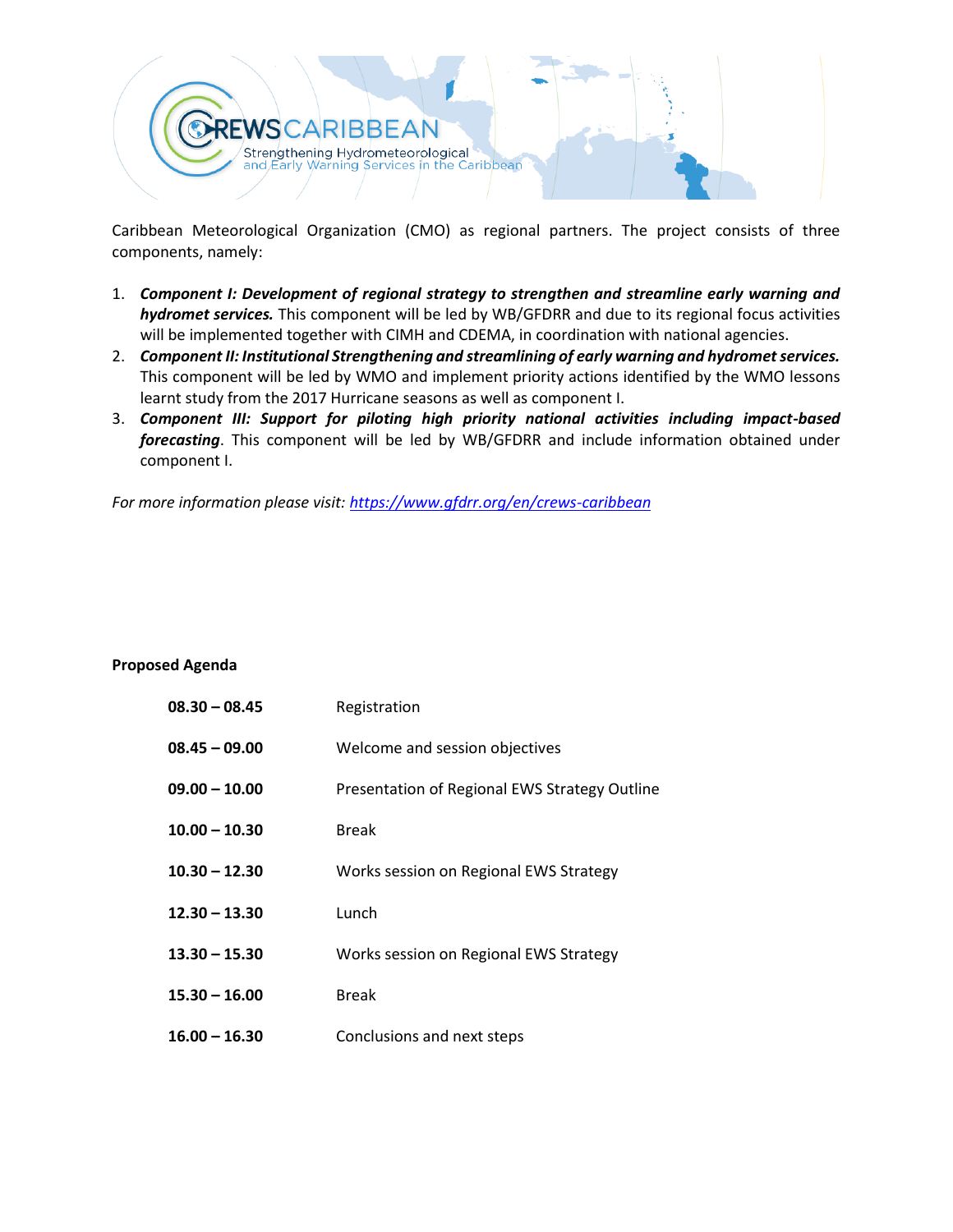Caribbean Meteorological Organization (CMO) as regional partners. The project consists of three components, namely:

1. ***Component I: Development of regional strategy to strengthen and streamline early warning and hydromet services.*** This component will be led by WB/GFDRR and due to its regional focus activities will be implemented together with CIMH and CDEMA, in coordination with national agencies.
2. ***Component II: Institutional Strengthening and streamlining of early warning and hydromet services.*** This component will be led by WMO and implement priority actions identified by the WMO lessons learnt study from the 2017 Hurricane seasons as well as component I.
3. ***Component III: Support for piloting high priority national activities including impact-based forecasting***. This component will be led by WB/GFDRR and include information obtained under component I.

*For more information please visit: https://www.gfdrr.org/en/crews-caribbean*

**Proposed Agenda**

| | |
|---|---|
| **08.30 – 08.45** | Registration |
| **08.45 – 09.00** | Welcome and session objectives |
| **09.00 – 10.00** | Presentation of Regional EWS Strategy Outline |
| **10.00 – 10.30** | Break |
| **10.30 – 12.30** | Works session on Regional EWS Strategy |
| **12.30 – 13.30** | Lunch |
| **13.30 – 15.30** | Works session on Regional EWS Strategy |
| **15.30 – 16.00** | Break |
| **16.00 – 16.30** | Conclusions and next steps |